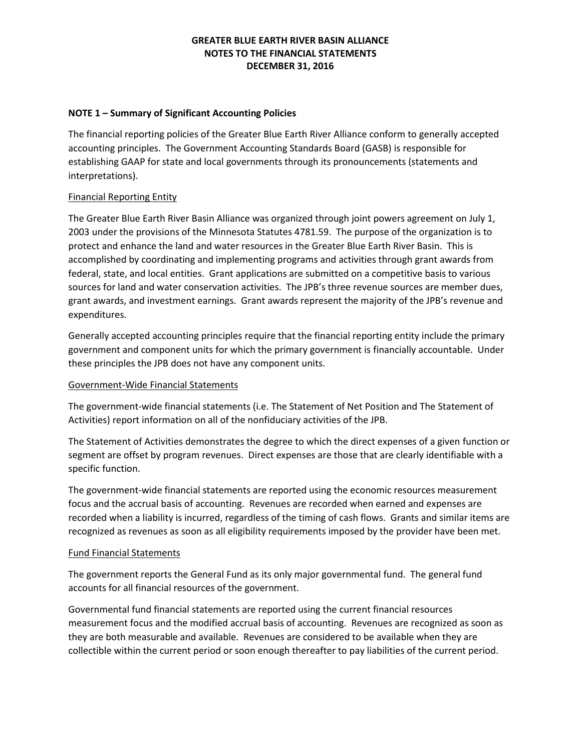# GREATER BLUE EARTH RIVER BASIN ALLIANCE
# NOTES TO THE FINANCIAL STATEMENTS
# DECEMBER 31, 2016

## NOTE 1 – Summary of Significant Accounting Policies

The financial reporting policies of the Greater Blue Earth River Alliance conform to generally accepted accounting principles. The Government Accounting Standards Board (GASB) is responsible for establishing GAAP for state and local governments through its pronouncements (statements and interpretations).

### Financial Reporting Entity

The Greater Blue Earth River Basin Alliance was organized through joint powers agreement on July 1, 2003 under the provisions of the Minnesota Statutes 4781.59. The purpose of the organization is to protect and enhance the land and water resources in the Greater Blue Earth River Basin. This is accomplished by coordinating and implementing programs and activities through grant awards from federal, state, and local entities. Grant applications are submitted on a competitive basis to various sources for land and water conservation activities. The JPB's three revenue sources are member dues, grant awards, and investment earnings. Grant awards represent the majority of the JPB's revenue and expenditures.

Generally accepted accounting principles require that the financial reporting entity include the primary government and component units for which the primary government is financially accountable. Under these principles the JPB does not have any component units.

### Government-Wide Financial Statements

The government-wide financial statements (i.e. The Statement of Net Position and The Statement of Activities) report information on all of the nonfiduciary activities of the JPB.

The Statement of Activities demonstrates the degree to which the direct expenses of a given function or segment are offset by program revenues. Direct expenses are those that are clearly identifiable with a specific function.

The government-wide financial statements are reported using the economic resources measurement focus and the accrual basis of accounting. Revenues are recorded when earned and expenses are recorded when a liability is incurred, regardless of the timing of cash flows. Grants and similar items are recognized as revenues as soon as all eligibility requirements imposed by the provider have been met.

### Fund Financial Statements

The government reports the General Fund as its only major governmental fund. The general fund accounts for all financial resources of the government.

Governmental fund financial statements are reported using the current financial resources measurement focus and the modified accrual basis of accounting. Revenues are recognized as soon as they are both measurable and available. Revenues are considered to be available when they are collectible within the current period or soon enough thereafter to pay liabilities of the current period.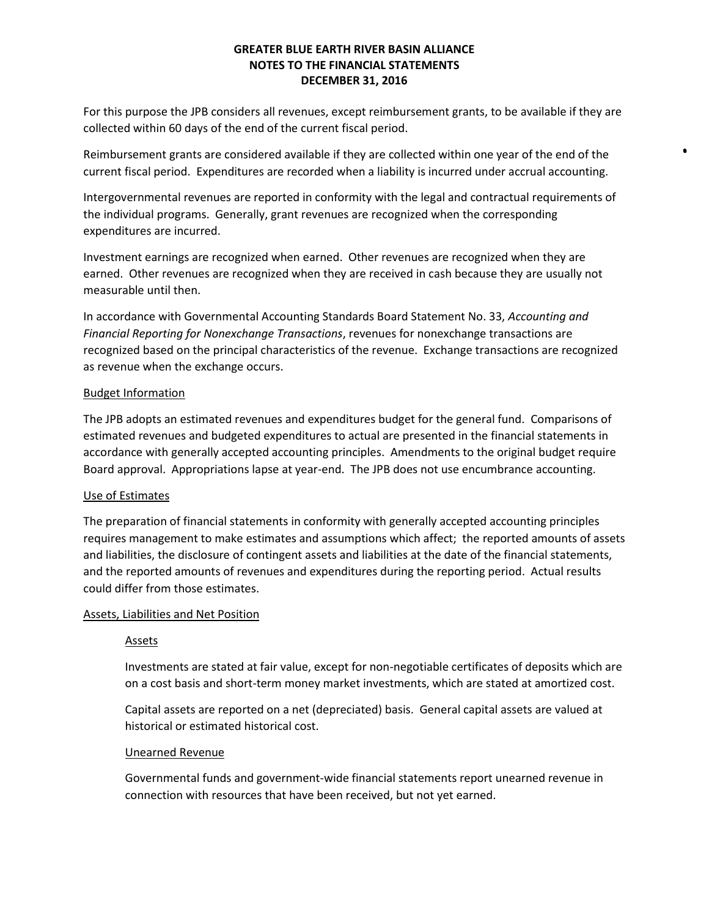**GREATER BLUE EARTH RIVER BASIN ALLIANCE**
**NOTES TO THE FINANCIAL STATEMENTS**
**DECEMBER 31, 2016**

For this purpose the JPB considers all revenues, except reimbursement grants, to be available if they are collected within 60 days of the end of the current fiscal period.

Reimbursement grants are considered available if they are collected within one year of the end of the current fiscal period. Expenditures are recorded when a liability is incurred under accrual accounting.

Intergovernmental revenues are reported in conformity with the legal and contractual requirements of the individual programs. Generally, grant revenues are recognized when the corresponding expenditures are incurred.

Investment earnings are recognized when earned. Other revenues are recognized when they are earned. Other revenues are recognized when they are received in cash because they are usually not measurable until then.

In accordance with Governmental Accounting Standards Board Statement No. 33, *Accounting and Financial Reporting for Nonexchange Transactions*, revenues for nonexchange transactions are recognized based on the principal characteristics of the revenue. Exchange transactions are recognized as revenue when the exchange occurs.

Budget Information

The JPB adopts an estimated revenues and expenditures budget for the general fund. Comparisons of estimated revenues and budgeted expenditures to actual are presented in the financial statements in accordance with generally accepted accounting principles. Amendments to the original budget require Board approval. Appropriations lapse at year-end. The JPB does not use encumbrance accounting.

Use of Estimates

The preparation of financial statements in conformity with generally accepted accounting principles requires management to make estimates and assumptions which affect; the reported amounts of assets and liabilities, the disclosure of contingent assets and liabilities at the date of the financial statements, and the reported amounts of revenues and expenditures during the reporting period. Actual results could differ from those estimates.

Assets, Liabilities and Net Position

Assets

Investments are stated at fair value, except for non-negotiable certificates of deposits which are on a cost basis and short-term money market investments, which are stated at amortized cost.

Capital assets are reported on a net (depreciated) basis. General capital assets are valued at historical or estimated historical cost.

Unearned Revenue

Governmental funds and government-wide financial statements report unearned revenue in connection with resources that have been received, but not yet earned.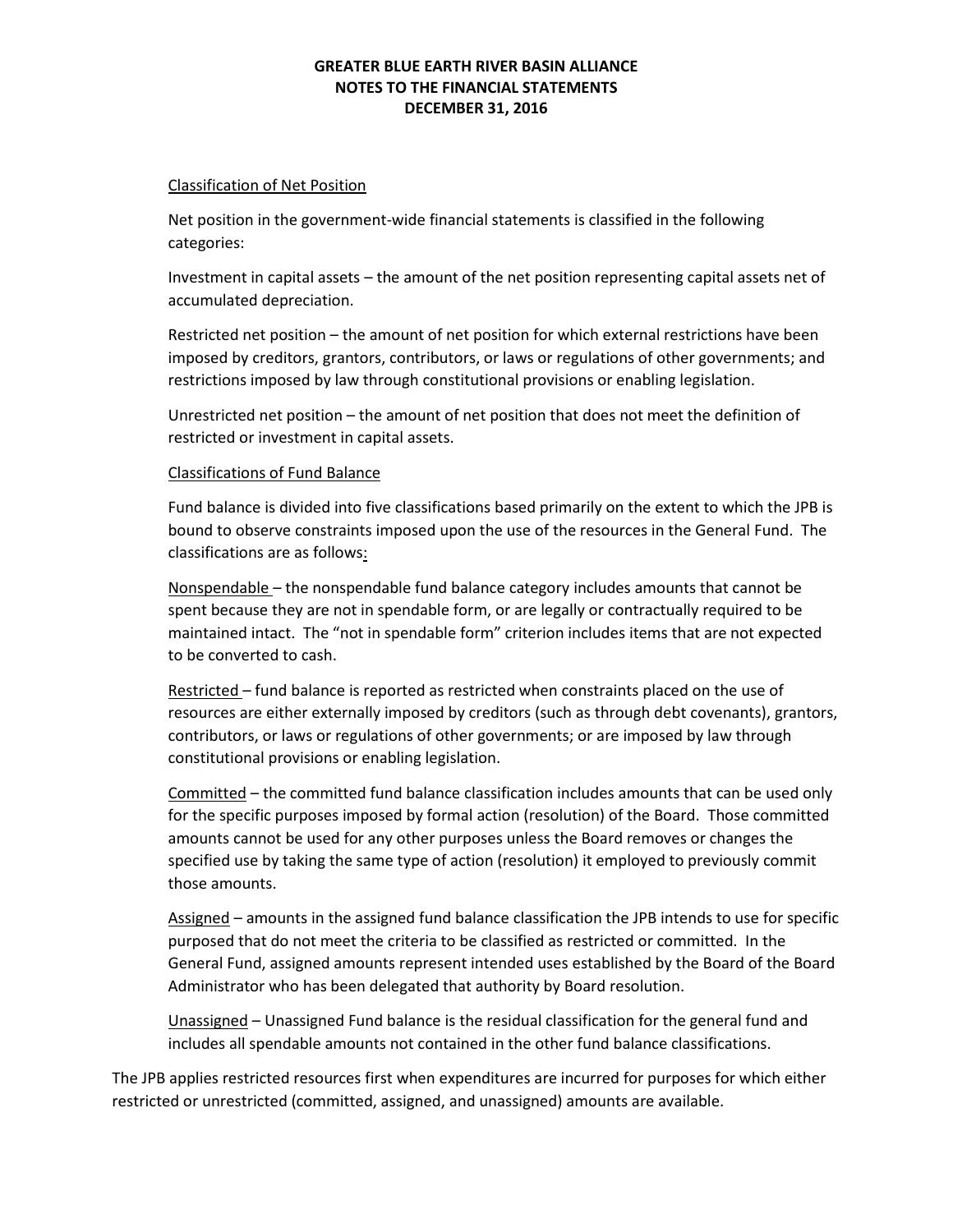Classification of Net Position

Net position in the government-wide financial statements is classified in the following categories:

Investment in capital assets – the amount of the net position representing capital assets net of accumulated depreciation.

Restricted net position – the amount of net position for which external restrictions have been imposed by creditors, grantors, contributors, or laws or regulations of other governments; and restrictions imposed by law through constitutional provisions or enabling legislation.

Unrestricted net position – the amount of net position that does not meet the definition of restricted or investment in capital assets.

Classifications of Fund Balance

Fund balance is divided into five classifications based primarily on the extent to which the JPB is bound to observe constraints imposed upon the use of the resources in the General Fund. The classifications are as follows:

Nonspendable – the nonspendable fund balance category includes amounts that cannot be spent because they are not in spendable form, or are legally or contractually required to be maintained intact. The "not in spendable form" criterion includes items that are not expected to be converted to cash.

Restricted – fund balance is reported as restricted when constraints placed on the use of resources are either externally imposed by creditors (such as through debt covenants), grantors, contributors, or laws or regulations of other governments; or are imposed by law through constitutional provisions or enabling legislation.

Committed – the committed fund balance classification includes amounts that can be used only for the specific purposes imposed by formal action (resolution) of the Board. Those committed amounts cannot be used for any other purposes unless the Board removes or changes the specified use by taking the same type of action (resolution) it employed to previously commit those amounts.

Assigned – amounts in the assigned fund balance classification the JPB intends to use for specific purposed that do not meet the criteria to be classified as restricted or committed. In the General Fund, assigned amounts represent intended uses established by the Board of the Board Administrator who has been delegated that authority by Board resolution.

Unassigned – Unassigned Fund balance is the residual classification for the general fund and includes all spendable amounts not contained in the other fund balance classifications.

The JPB applies restricted resources first when expenditures are incurred for purposes for which either restricted or unrestricted (committed, assigned, and unassigned) amounts are available.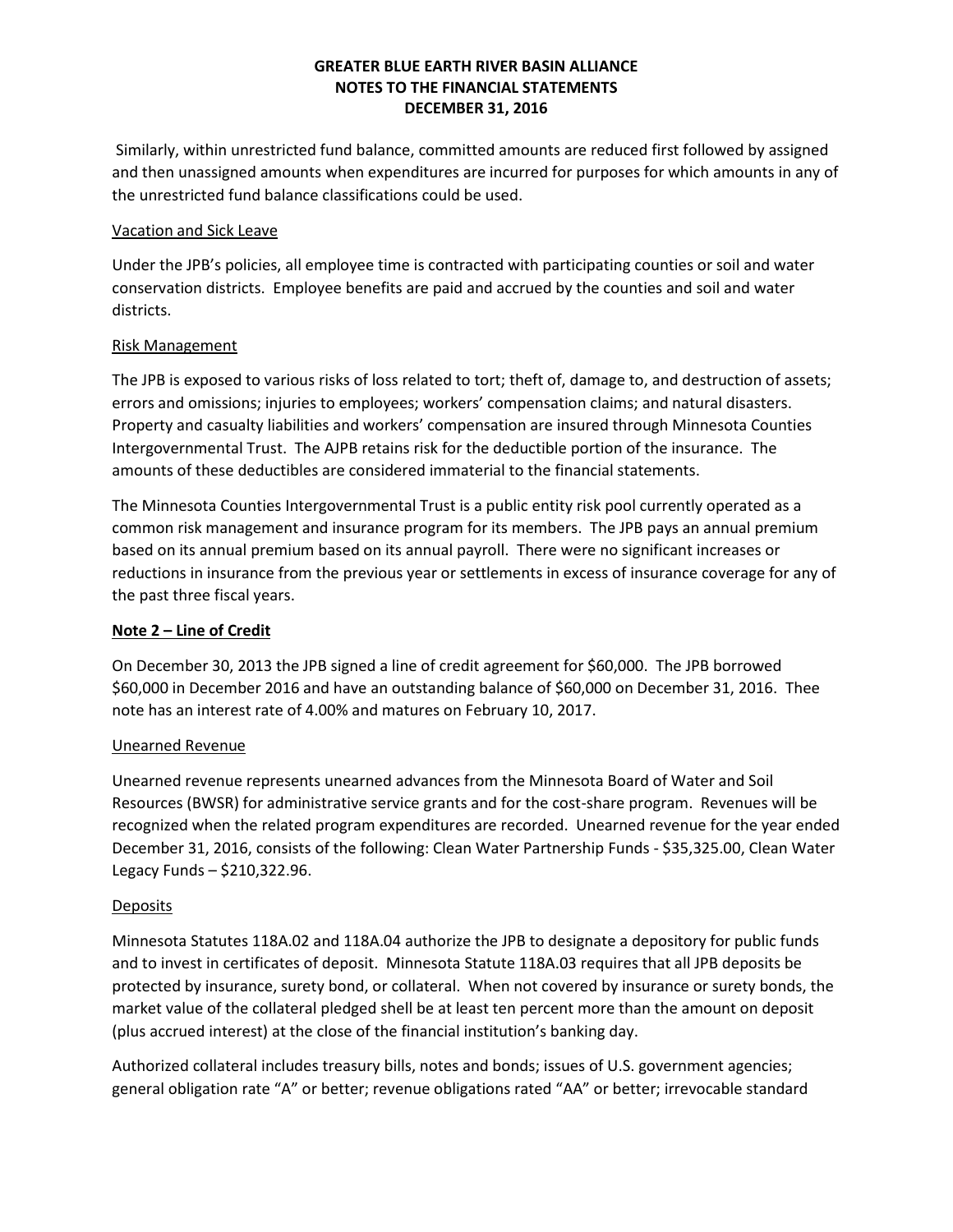# GREATER BLUE EARTH RIVER BASIN ALLIANCE
## NOTES TO THE FINANCIAL STATEMENTS
## DECEMBER 31, 2016

Similarly, within unrestricted fund balance, committed amounts are reduced first followed by assigned and then unassigned amounts when expenditures are incurred for purposes for which amounts in any of the unrestricted fund balance classifications could be used.

Vacation and Sick Leave

Under the JPB's policies, all employee time is contracted with participating counties or soil and water conservation districts. Employee benefits are paid and accrued by the counties and soil and water districts.

Risk Management

The JPB is exposed to various risks of loss related to tort; theft of, damage to, and destruction of assets; errors and omissions; injuries to employees; workers' compensation claims; and natural disasters. Property and casualty liabilities and workers' compensation are insured through Minnesota Counties Intergovernmental Trust. The AJPB retains risk for the deductible portion of the insurance. The amounts of these deductibles are considered immaterial to the financial statements.

The Minnesota Counties Intergovernmental Trust is a public entity risk pool currently operated as a common risk management and insurance program for its members. The JPB pays an annual premium based on its annual premium based on its annual payroll. There were no significant increases or reductions in insurance from the previous year or settlements in excess of insurance coverage for any of the past three fiscal years.

**Note 2 – Line of Credit**

On December 30, 2013 the JPB signed a line of credit agreement for $60,000. The JPB borrowed $60,000 in December 2016 and have an outstanding balance of $60,000 on December 31, 2016. Thee note has an interest rate of 4.00% and matures on February 10, 2017.

Unearned Revenue

Unearned revenue represents unearned advances from the Minnesota Board of Water and Soil Resources (BWSR) for administrative service grants and for the cost-share program. Revenues will be recognized when the related program expenditures are recorded. Unearned revenue for the year ended December 31, 2016, consists of the following: Clean Water Partnership Funds - $35,325.00, Clean Water Legacy Funds – $210,322.96.

Deposits

Minnesota Statutes 118A.02 and 118A.04 authorize the JPB to designate a depository for public funds and to invest in certificates of deposit. Minnesota Statute 118A.03 requires that all JPB deposits be protected by insurance, surety bond, or collateral. When not covered by insurance or surety bonds, the market value of the collateral pledged shell be at least ten percent more than the amount on deposit (plus accrued interest) at the close of the financial institution's banking day.

Authorized collateral includes treasury bills, notes and bonds; issues of U.S. government agencies; general obligation rate "A" or better; revenue obligations rated "AA" or better; irrevocable standard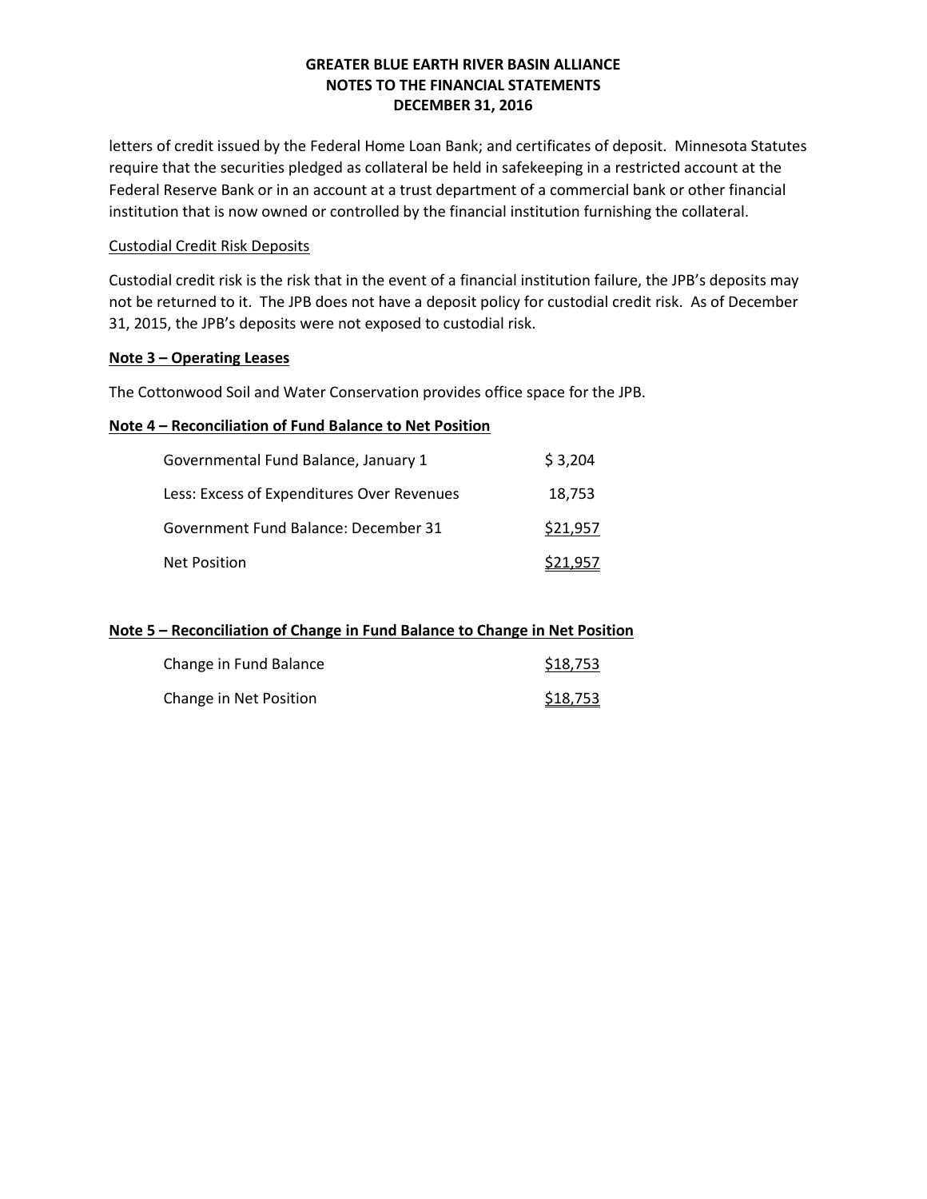letters of credit issued by the Federal Home Loan Bank; and certificates of deposit. Minnesota Statutes require that the securities pledged as collateral be held in safekeeping in a restricted account at the Federal Reserve Bank or in an account at a trust department of a commercial bank or other financial institution that is now owned or controlled by the financial institution furnishing the collateral.

Custodial Credit Risk Deposits

Custodial credit risk is the risk that in the event of a financial institution failure, the JPB's deposits may not be returned to it. The JPB does not have a deposit policy for custodial credit risk. As of December 31, 2015, the JPB's deposits were not exposed to custodial risk.

**Note 3 – Operating Leases**

The Cottonwood Soil and Water Conservation provides office space for the JPB.

**Note 4 – Reconciliation of Fund Balance to Net Position**

| | |
|---|---|
| Governmental Fund Balance, January 1 | $ 3,204 |
| Less: Excess of Expenditures Over Revenues | 18,753 |
| Government Fund Balance: December 31 | $21,957 |
| Net Position | $21,957 |

**Note 5 – Reconciliation of Change in Fund Balance to Change in Net Position**

| | |
|---|---|
| Change in Fund Balance | $18,753 |
| Change in Net Position | $18,753 |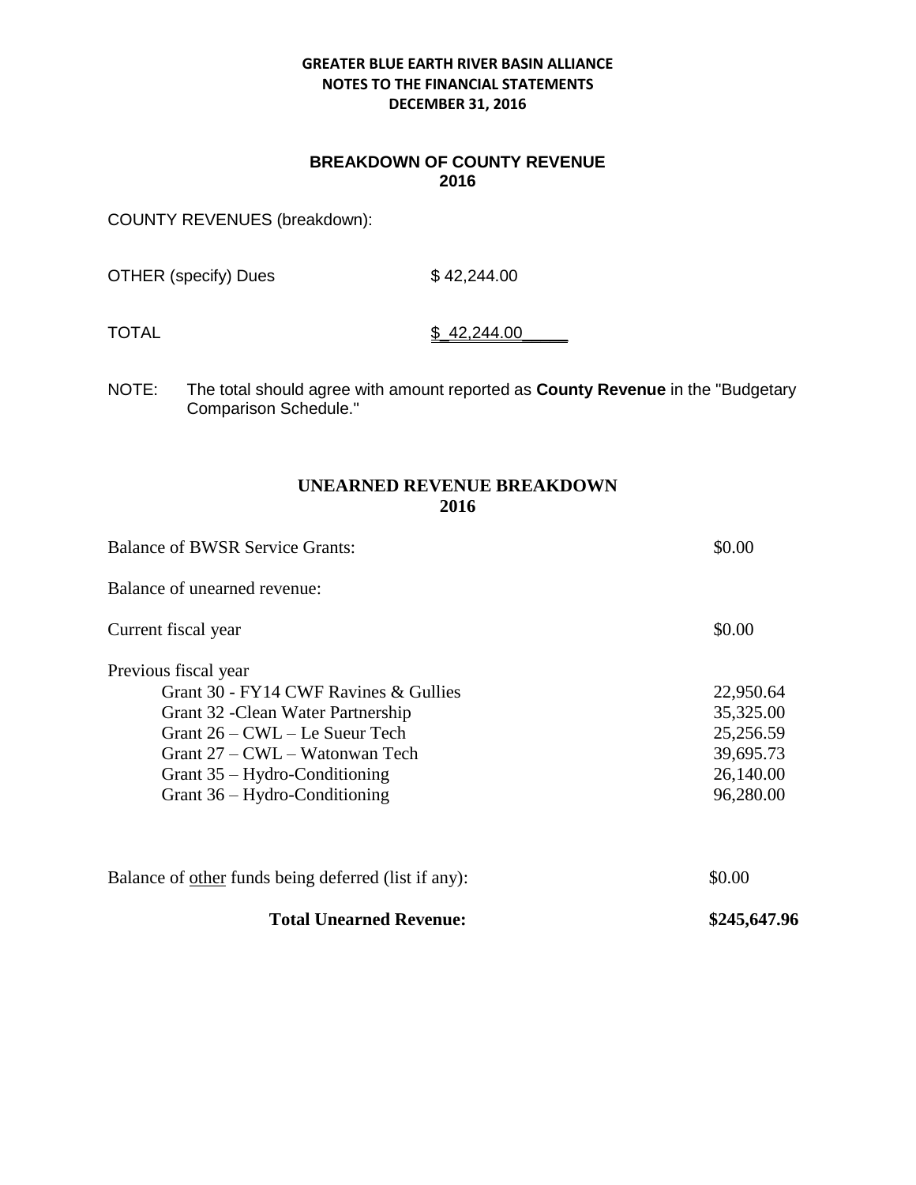**GREATER BLUE EARTH RIVER BASIN ALLIANCE**
**NOTES TO THE FINANCIAL STATEMENTS**
**DECEMBER 31, 2016**

## BREAKDOWN OF COUNTY REVENUE
## 2016

COUNTY REVENUES (breakdown):

| | |
|---|---|
| OTHER (specify) Dues | $ 42,244.00 |
| TOTAL | $_42,244.00_____ |

NOTE: The total should agree with amount reported as **County Revenue** in the "Budgetary Comparison Schedule."

## UNEARNED REVENUE BREAKDOWN
## 2016

| | |
|---|---|
| Balance of BWSR Service Grants: | $0.00 |
| Balance of unearned revenue: | |
| Current fiscal year | $0.00 |
| Previous fiscal year | |
| Grant 30 - FY14 CWF Ravines & Gullies | 22,950.64 |
| Grant 32 -Clean Water Partnership | 35,325.00 |
| Grant 26 – CWL – Le Sueur Tech | 25,256.59 |
| Grant 27 – CWL – Watonwan Tech | 39,695.73 |
| Grant 35 – Hydro-Conditioning | 26,140.00 |
| Grant 36 – Hydro-Conditioning | 96,280.00 |
| Balance of other funds being deferred (list if any): | $0.00 |
| **Total Unearned Revenue:** | **$245,647.96** |